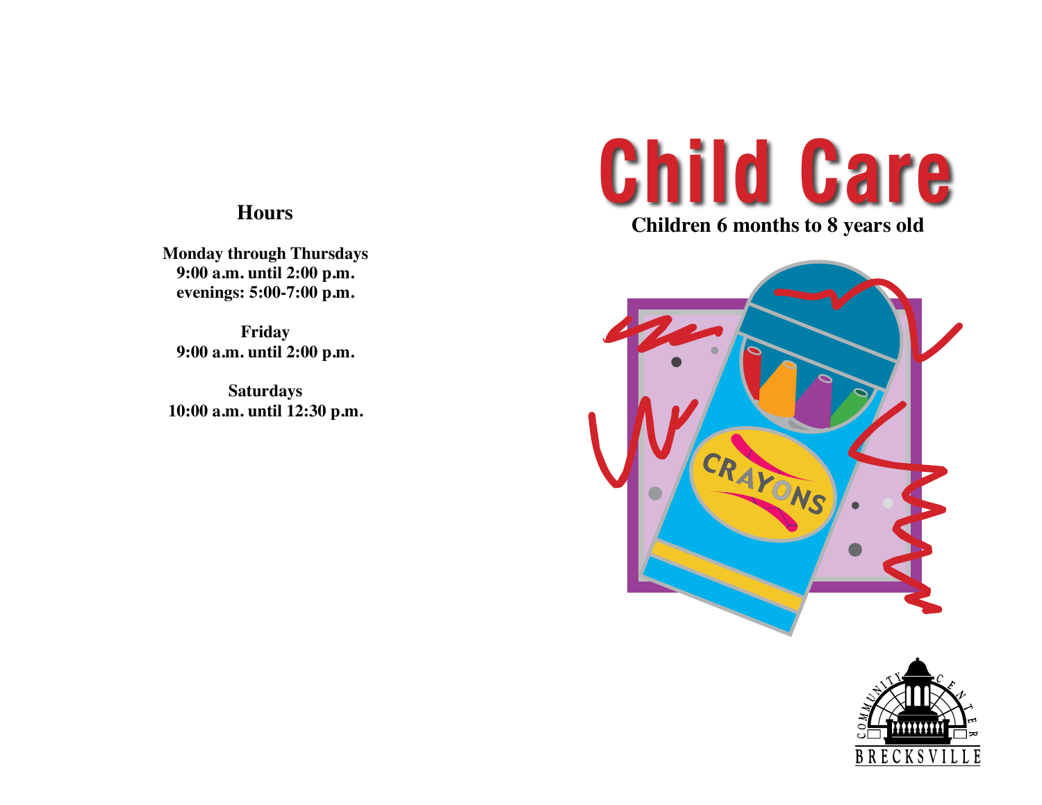## Hours

**Monday through Thursdays**
**9:00 a.m. until 2:00 p.m.**
**evenings: 5:00-7:00 p.m.**

**Friday**
**9:00 a.m. until 2:00 p.m.**

**Saturdays**
**10:00 a.m. until 12:30 p.m.**

# Child Care

**Children 6 months to 8 years old**

CRAYONS

COMMUNITY CENTER
BRECKSVILLE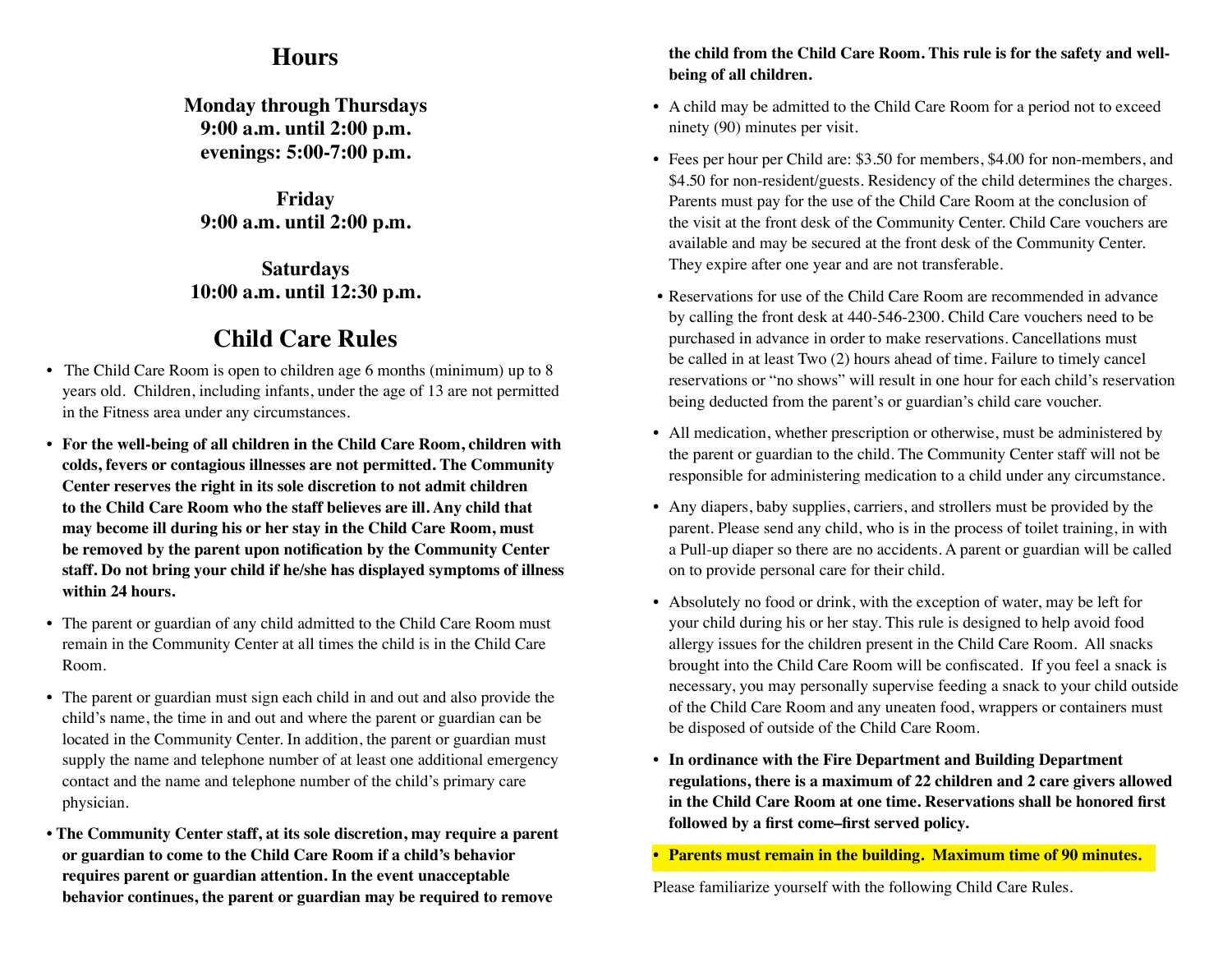## Hours

**Monday through Thursdays**
**9:00 a.m. until 2:00 p.m.**
**evenings: 5:00-7:00 p.m.**

**Friday**
**9:00 a.m. until 2:00 p.m.**

**Saturdays**
**10:00 a.m. until 12:30 p.m.**

## Child Care Rules

- The Child Care Room is open to children age 6 months (minimum) up to 8 years old. Children, including infants, under the age of 13 are not permitted in the Fitness area under any circumstances.
- **For the well-being of all children in the Child Care Room, children with colds, fevers or contagious illnesses are not permitted. The Community Center reserves the right in its sole discretion to not admit children to the Child Care Room who the staff believes are ill. Any child that may become ill during his or her stay in the Child Care Room, must be removed by the parent upon notification by the Community Center staff. Do not bring your child if he/she has displayed symptoms of illness within 24 hours.**
- The parent or guardian of any child admitted to the Child Care Room must remain in the Community Center at all times the child is in the Child Care Room.
- The parent or guardian must sign each child in and out and also provide the child's name, the time in and out and where the parent or guardian can be located in the Community Center. In addition, the parent or guardian must supply the name and telephone number of at least one additional emergency contact and the name and telephone number of the child's primary care physician.
- **The Community Center staff, at its sole discretion, may require a parent or guardian to come to the Child Care Room if a child's behavior requires parent or guardian attention. In the event unacceptable behavior continues, the parent or guardian may be required to remove the child from the Child Care Room. This rule is for the safety and well-being of all children.**
- A child may be admitted to the Child Care Room for a period not to exceed ninety (90) minutes per visit.
- Fees per hour per Child are: $3.50 for members, $4.00 for non-members, and $4.50 for non-resident/guests. Residency of the child determines the charges. Parents must pay for the use of the Child Care Room at the conclusion of the visit at the front desk of the Community Center. Child Care vouchers are available and may be secured at the front desk of the Community Center. They expire after one year and are not transferable.
- Reservations for use of the Child Care Room are recommended in advance by calling the front desk at 440-546-2300. Child Care vouchers need to be purchased in advance in order to make reservations. Cancellations must be called in at least Two (2) hours ahead of time. Failure to timely cancel reservations or "no shows" will result in one hour for each child's reservation being deducted from the parent's or guardian's child care voucher.
- All medication, whether prescription or otherwise, must be administered by the parent or guardian to the child. The Community Center staff will not be responsible for administering medication to a child under any circumstance.
- Any diapers, baby supplies, carriers, and strollers must be provided by the parent. Please send any child, who is in the process of toilet training, in with a Pull-up diaper so there are no accidents. A parent or guardian will be called on to provide personal care for their child.
- Absolutely no food or drink, with the exception of water, may be left for your child during his or her stay. This rule is designed to help avoid food allergy issues for the children present in the Child Care Room. All snacks brought into the Child Care Room will be confiscated. If you feel a snack is necessary, you may personally supervise feeding a snack to your child outside of the Child Care Room and any uneaten food, wrappers or containers must be disposed of outside of the Child Care Room.
- **In ordinance with the Fire Department and Building Department regulations, there is a maximum of 22 children and 2 care givers allowed in the Child Care Room at one time. Reservations shall be honored first followed by a first come–first served policy.**
- **Parents must remain in the building. Maximum time of 90 minutes.**

Please familiarize yourself with the following Child Care Rules.